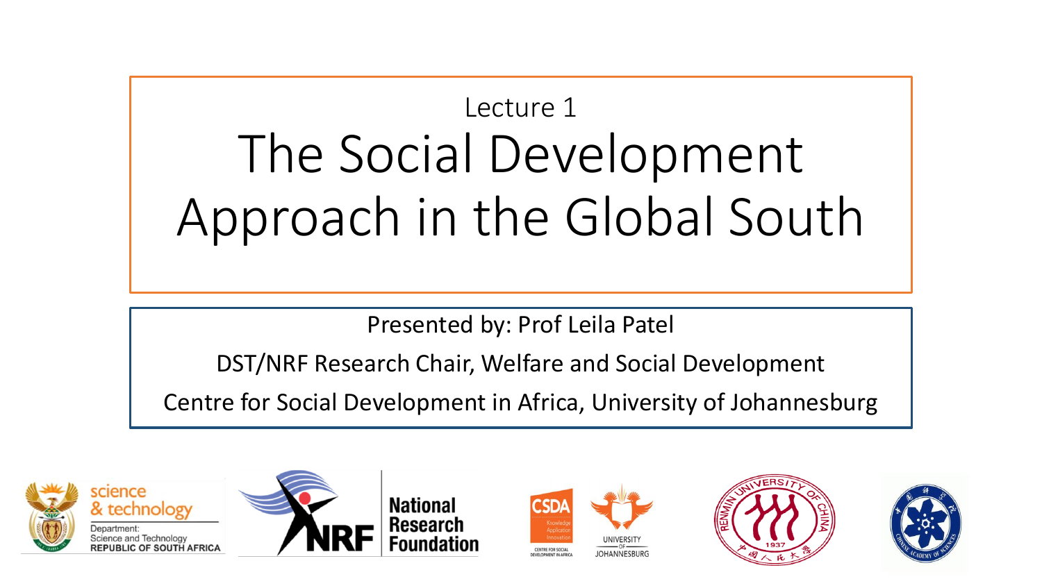Lecture 1

# The Social Development Approach in the Global South

Presented by: Prof Leila Patel

DST/NRF Research Chair, Welfare and Social Development

Centre for Social Development in Africa, University of Johannesburg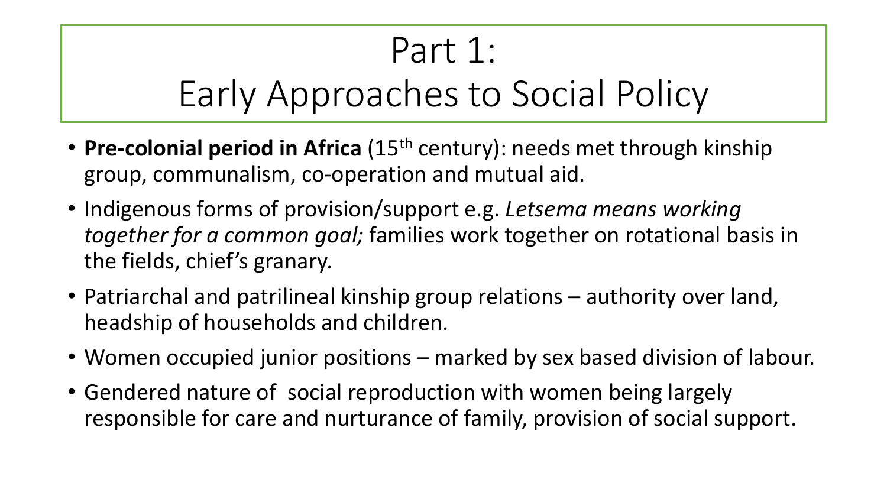# Part 1: Early Approaches to Social Policy

- **Pre-colonial period in Africa** ($15^{th}$ century): needs met through kinship group, communalism, co-operation and mutual aid.
- Indigenous forms of provision/support e.g. *Letsema means working together for a common goal;* families work together on rotational basis in the fields, chief's granary.
- Patriarchal and patrilineal kinship group relations – authority over land, headship of households and children.
- Women occupied junior positions – marked by sex based division of labour.
- Gendered nature of social reproduction with women being largely responsible for care and nurturance of family, provision of social support.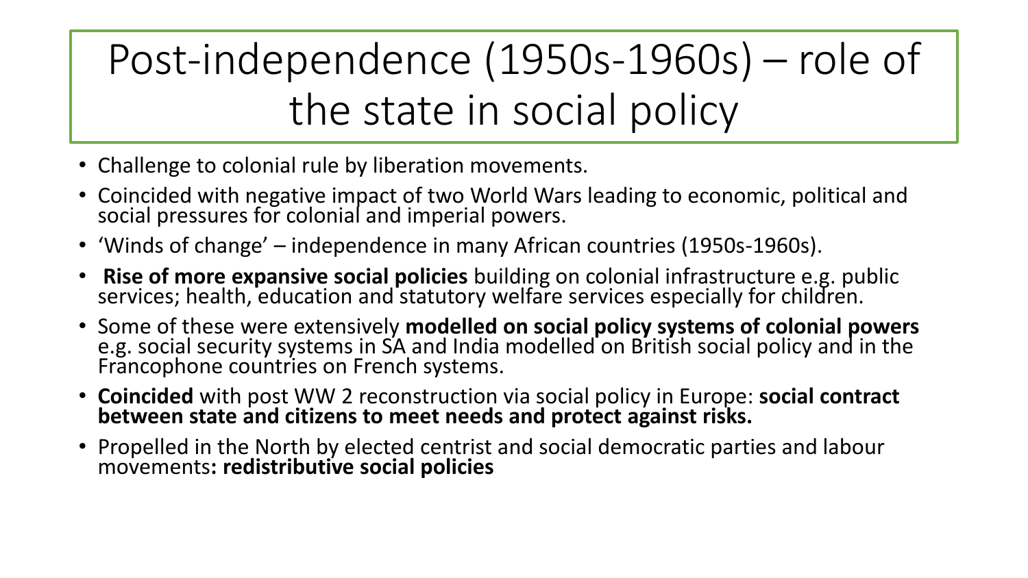# Post-independence (1950s-1960s) – role of the state in social policy

- Challenge to colonial rule by liberation movements.
- Coincided with negative impact of two World Wars leading to economic, political and social pressures for colonial and imperial powers.
- 'Winds of change' – independence in many African countries (1950s-1960s).
- **Rise of more expansive social policies** building on colonial infrastructure e.g. public services; health, education and statutory welfare services especially for children.
- Some of these were extensively **modelled on social policy systems of colonial powers** e.g. social security systems in SA and India modelled on British social policy and in the Francophone countries on French systems.
- **Coincided** with post WW 2 reconstruction via social policy in Europe: **social contract between state and citizens to meet needs and protect against risks.**
- Propelled in the North by elected centrist and social democratic parties and labour movements**: redistributive social policies**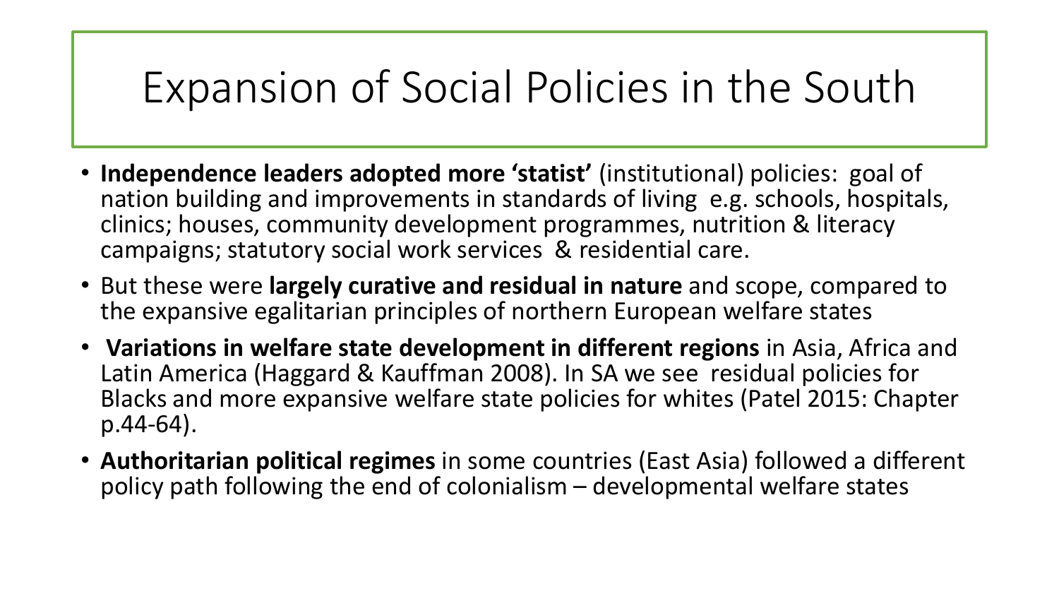# Expansion of Social Policies in the South

- **Independence leaders adopted more 'statist'** (institutional) policies: goal of nation building and improvements in standards of living e.g. schools, hospitals, clinics; houses, community development programmes, nutrition & literacy campaigns; statutory social work services & residential care.
- But these were **largely curative and residual in nature** and scope, compared to the expansive egalitarian principles of northern European welfare states
- **Variations in welfare state development in different regions** in Asia, Africa and Latin America (Haggard & Kauffman 2008). In SA we see residual policies for Blacks and more expansive welfare state policies for whites (Patel 2015: Chapter p.44-64).
- **Authoritarian political regimes** in some countries (East Asia) followed a different policy path following the end of colonialism – developmental welfare states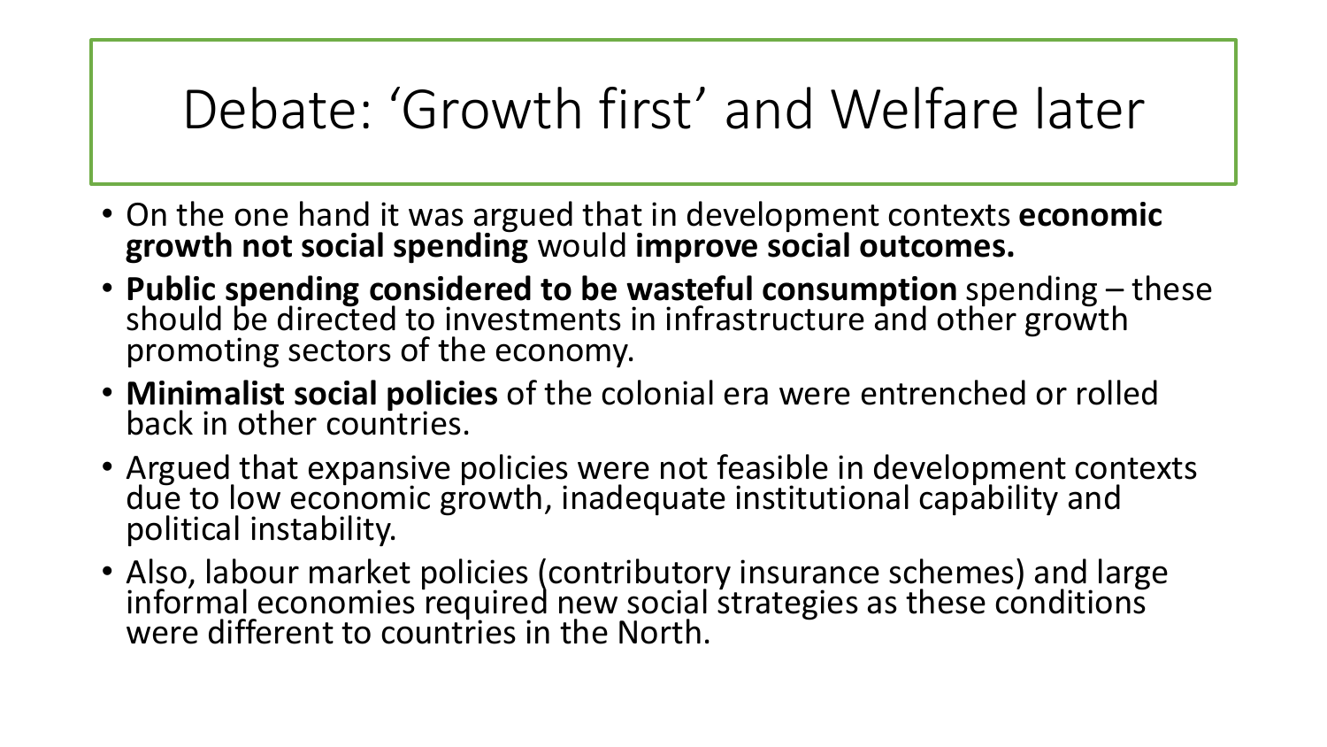# Debate: ‘Growth first’ and Welfare later

- On the one hand it was argued that in development contexts **economic growth not social spending** would **improve social outcomes.**
- **Public spending considered to be wasteful consumption** spending – these should be directed to investments in infrastructure and other growth promoting sectors of the economy.
- **Minimalist social policies** of the colonial era were entrenched or rolled back in other countries.
- Argued that expansive policies were not feasible in development contexts due to low economic growth, inadequate institutional capability and political instability.
- Also, labour market policies (contributory insurance schemes) and large informal economies required new social strategies as these conditions were different to countries in the North.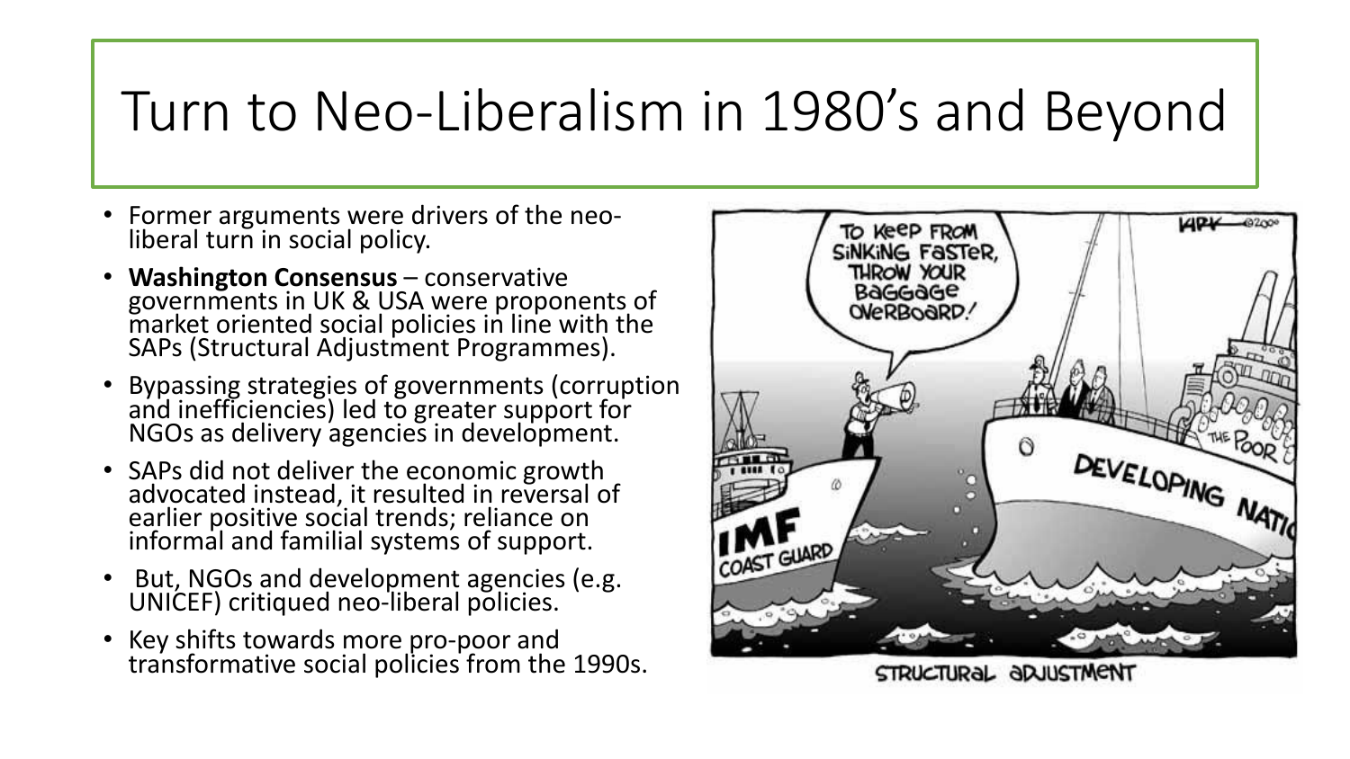# Turn to Neo-Liberalism in 1980's and Beyond

- Former arguments were drivers of the neo-liberal turn in social policy.
- **Washington Consensus** – conservative governments in UK & USA were proponents of market oriented social policies in line with the SAPs (Structural Adjustment Programmes).
- Bypassing strategies of governments (corruption and inefficiencies) led to greater support for NGOs as delivery agencies in development.
- SAPs did not deliver the economic growth advocated instead, it resulted in reversal of earlier positive social trends; reliance on informal and familial systems of support.
- But, NGOs and development agencies (e.g. UNICEF) critiqued neo-liberal policies.
- Key shifts towards more pro-poor and transformative social policies from the 1990s.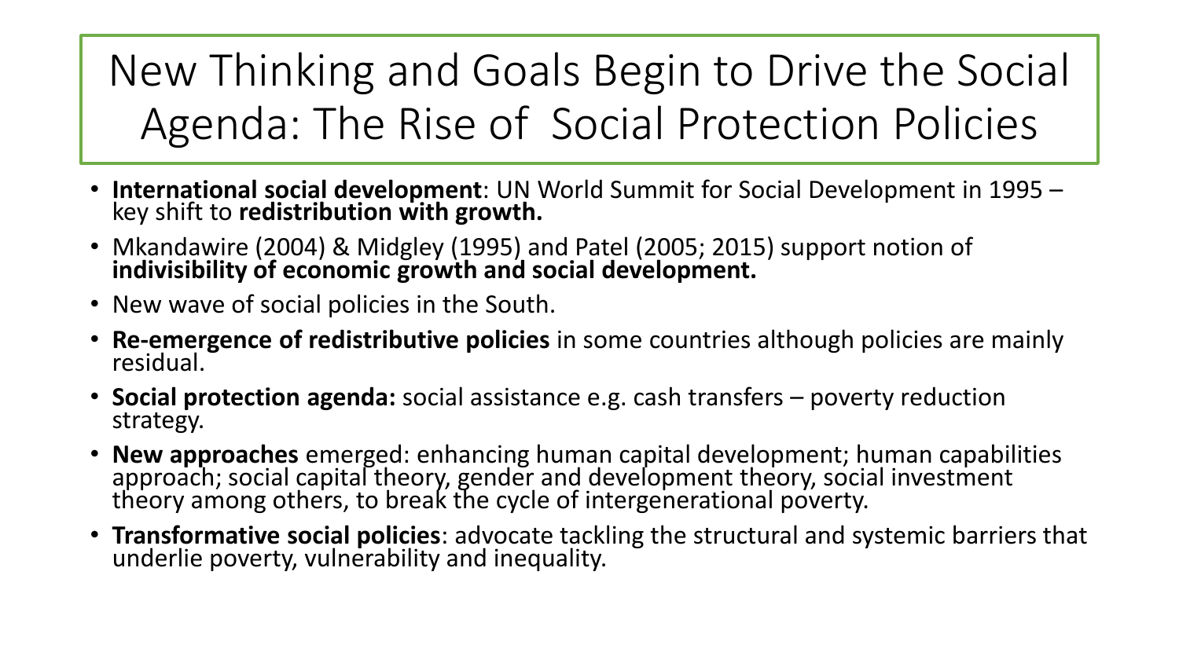# New Thinking and Goals Begin to Drive the Social Agenda: The Rise of Social Protection Policies

- **International social development**: UN World Summit for Social Development in 1995 – key shift to **redistribution with growth.**
- Mkandawire (2004) & Midgley (1995) and Patel (2005; 2015) support notion of **indivisibility of economic growth and social development.**
- New wave of social policies in the South.
- **Re-emergence of redistributive policies** in some countries although policies are mainly residual.
- **Social protection agenda:** social assistance e.g. cash transfers – poverty reduction strategy.
- **New approaches** emerged: enhancing human capital development; human capabilities approach; social capital theory, gender and development theory, social investment theory among others, to break the cycle of intergenerational poverty.
- **Transformative social policies**: advocate tackling the structural and systemic barriers that underlie poverty, vulnerability and inequality.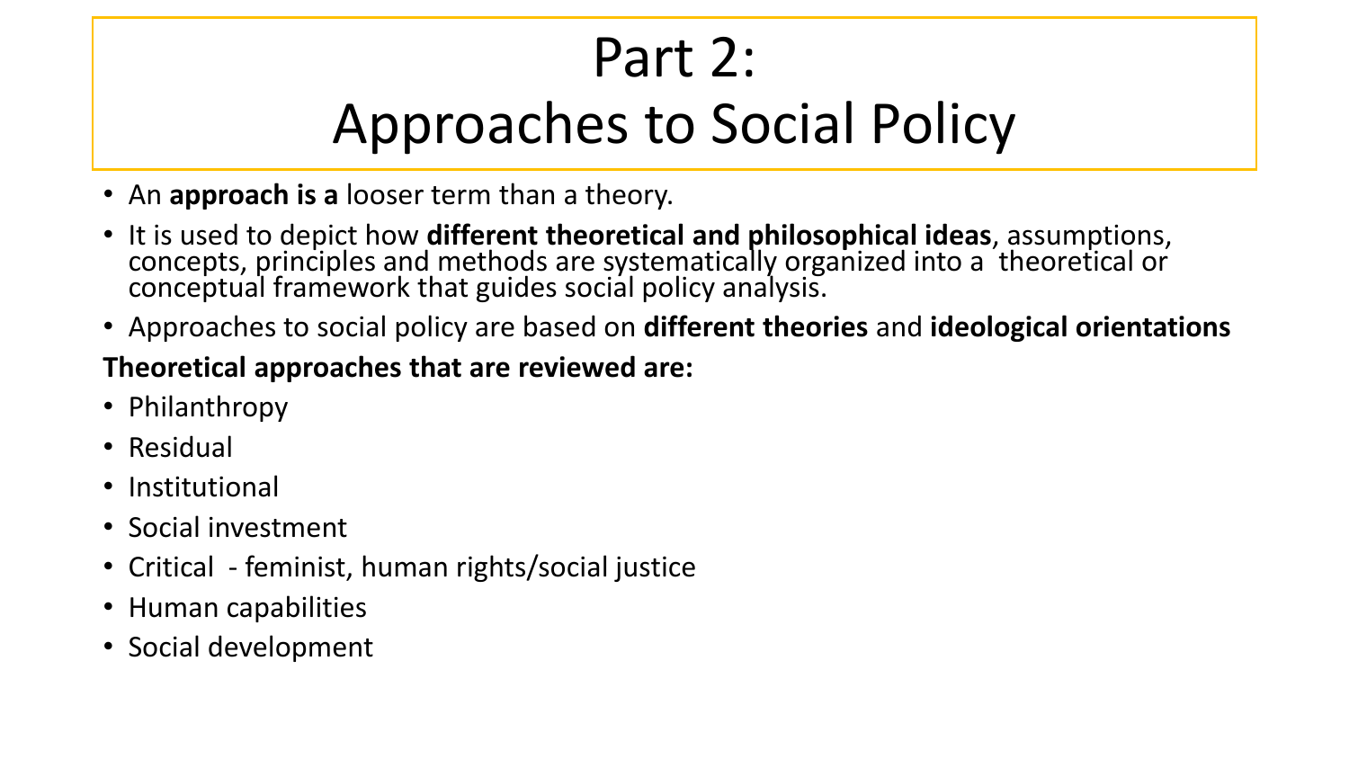# Part 2: Approaches to Social Policy

- An **approach is a** looser term than a theory.
- It is used to depict how **different theoretical and philosophical ideas**, assumptions, concepts, principles and methods are systematically organized into a theoretical or conceptual framework that guides social policy analysis.
- Approaches to social policy are based on **different theories** and **ideological orientations**

**Theoretical approaches that are reviewed are:**

- Philanthropy
- Residual
- Institutional
- Social investment
- Critical - feminist, human rights/social justice
- Human capabilities
- Social development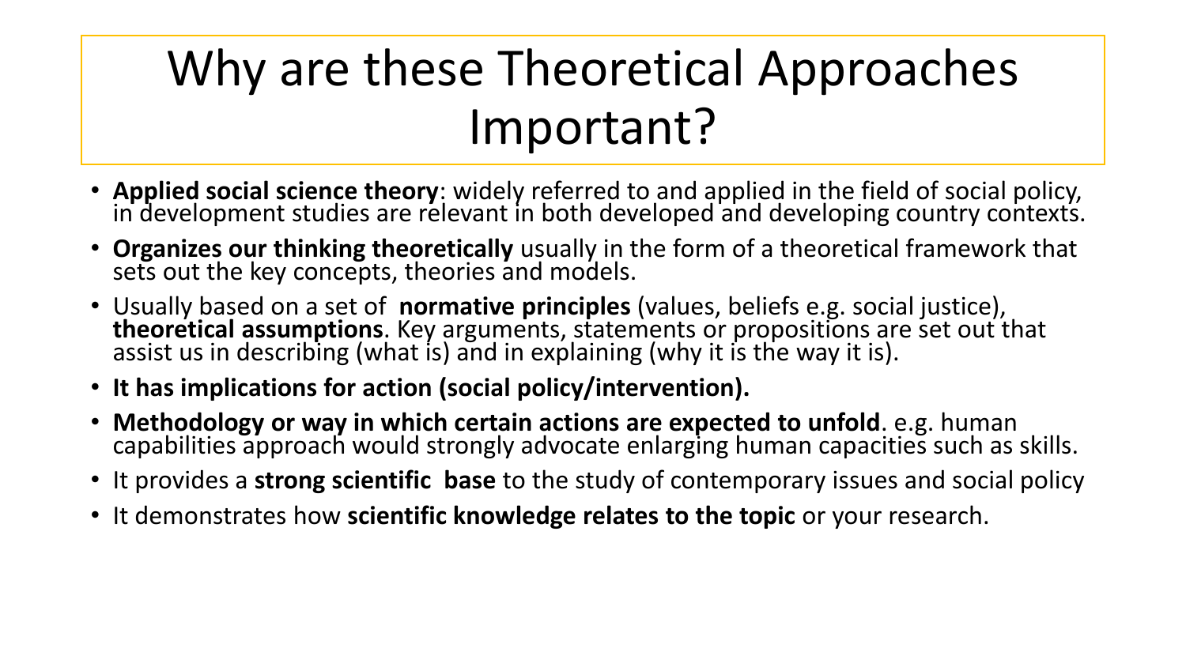# Why are these Theoretical Approaches Important?

- **Applied social science theory**: widely referred to and applied in the field of social policy, in development studies are relevant in both developed and developing country contexts.
- **Organizes our thinking theoretically** usually in the form of a theoretical framework that sets out the key concepts, theories and models.
- Usually based on a set of **normative principles** (values, beliefs e.g. social justice), **theoretical assumptions**. Key arguments, statements or propositions are set out that assist us in describing (what is) and in explaining (why it is the way it is).
- **It has implications for action (social policy/intervention).**
- **Methodology or way in which certain actions are expected to unfold**. e.g. human capabilities approach would strongly advocate enlarging human capacities such as skills.
- It provides a **strong scientific base** to the study of contemporary issues and social policy
- It demonstrates how **scientific knowledge relates to the topic** or your research.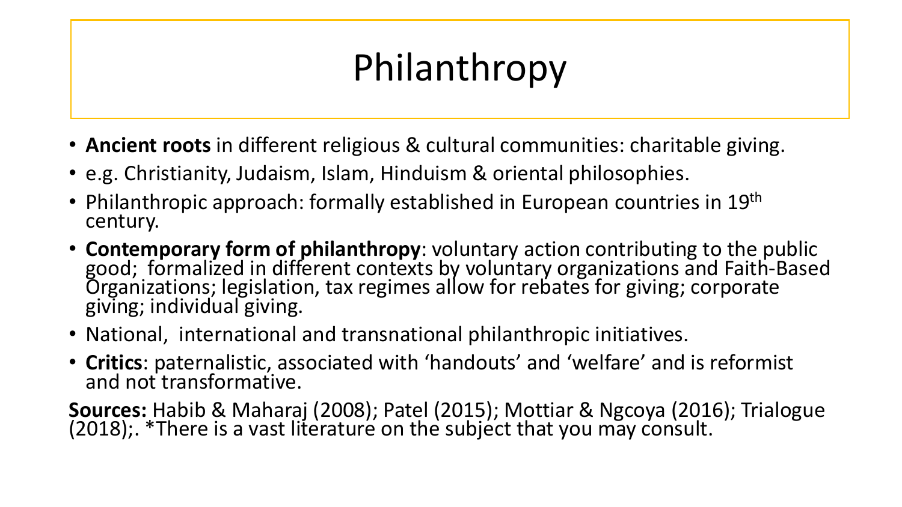# Philanthropy

- **Ancient roots** in different religious & cultural communities: charitable giving.
- e.g. Christianity, Judaism, Islam, Hinduism & oriental philosophies.
- Philanthropic approach: formally established in European countries in 19th century.
- **Contemporary form of philanthropy**: voluntary action contributing to the public good; formalized in different contexts by voluntary organizations and Faith-Based Organizations; legislation, tax regimes allow for rebates for giving; corporate giving; individual giving.
- National, international and transnational philanthropic initiatives.
- **Critics**: paternalistic, associated with 'handouts' and 'welfare' and is reformist and not transformative.

**Sources:** Habib & Maharaj (2008); Patel (2015); Mottiar & Ngcoya (2016); Trialogue (2018);. *There is a vast literature on the subject that you may consult.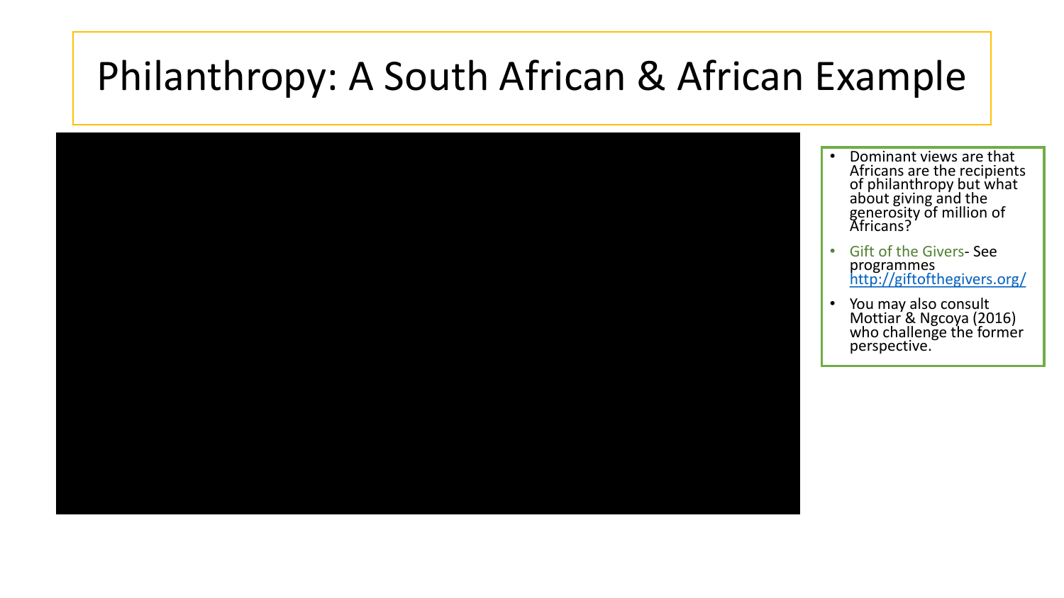# Philanthropy: A South African & African Example

- Dominant views are that Africans are the recipients of philanthropy but what about giving and the generosity of million of Africans?
- Gift of the Givers- See programmes http://giftofthegivers.org/
- You may also consult Mottiar & Ngcoya (2016) who challenge the former perspective.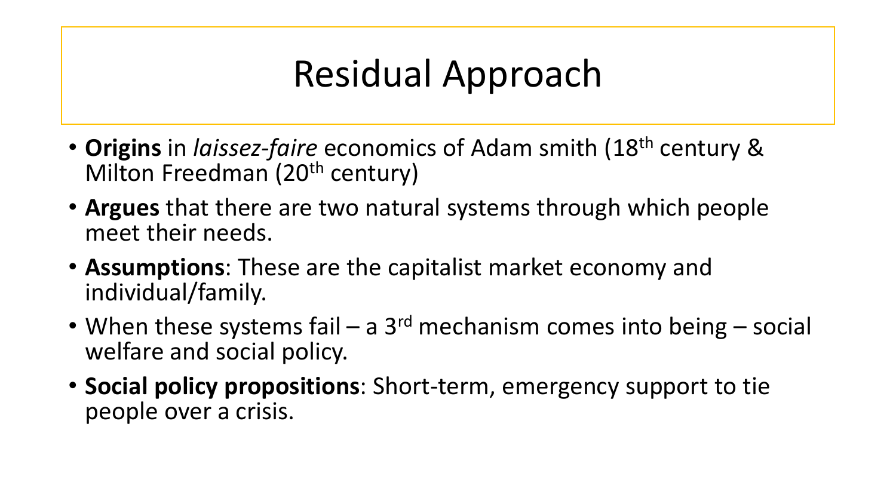# Residual Approach

- **Origins** in *laissez-faire* economics of Adam smith (18$^{th}$ century & Milton Freedman (20$^{th}$ century)
- **Argues** that there are two natural systems through which people meet their needs.
- **Assumptions**: These are the capitalist market economy and individual/family.
- When these systems fail – a 3$^{rd}$ mechanism comes into being – social welfare and social policy.
- **Social policy propositions**: Short-term, emergency support to tie people over a crisis.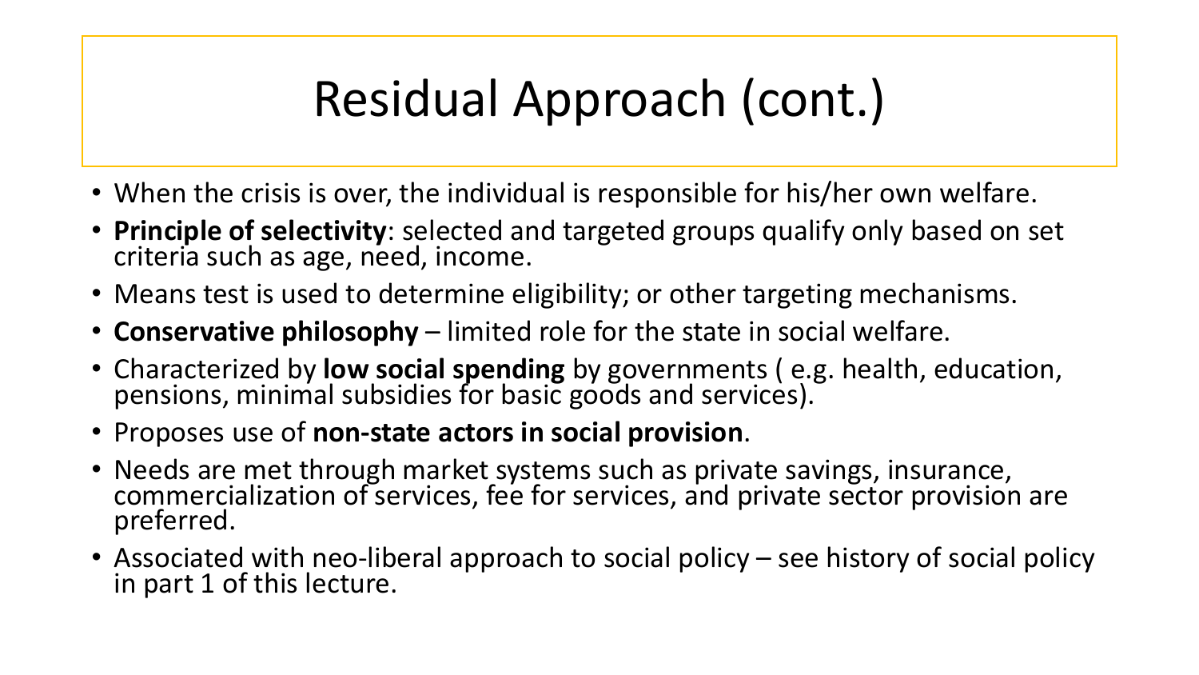# Residual Approach (cont.)

- When the crisis is over, the individual is responsible for his/her own welfare.
- **Principle of selectivity**: selected and targeted groups qualify only based on set criteria such as age, need, income.
- Means test is used to determine eligibility; or other targeting mechanisms.
- **Conservative philosophy** – limited role for the state in social welfare.
- Characterized by **low social spending** by governments ( e.g. health, education, pensions, minimal subsidies for basic goods and services).
- Proposes use of **non-state actors in social provision**.
- Needs are met through market systems such as private savings, insurance, commercialization of services, fee for services, and private sector provision are preferred.
- Associated with neo-liberal approach to social policy – see history of social policy in part 1 of this lecture.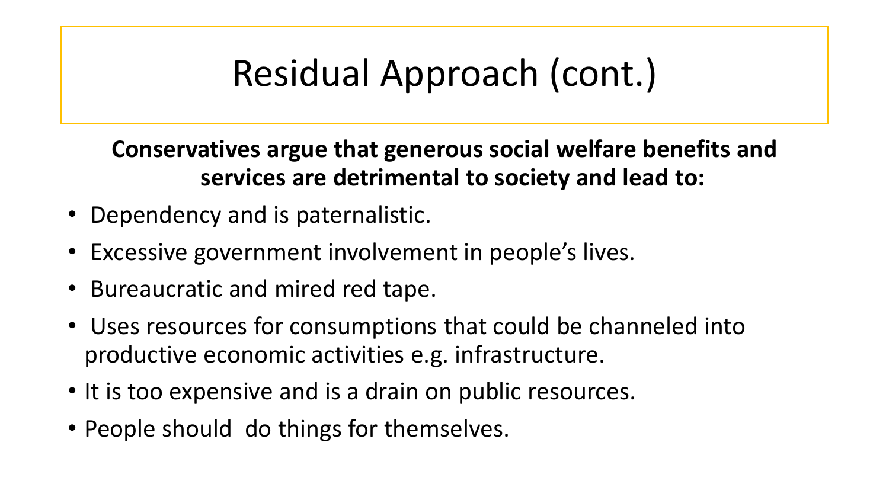# Residual Approach (cont.)

**Conservatives argue that generous social welfare benefits and services are detrimental to society and lead to:**

- Dependency and is paternalistic.
- Excessive government involvement in people's lives.
- Bureaucratic and mired red tape.
- Uses resources for consumptions that could be channeled into productive economic activities e.g. infrastructure.
- It is too expensive and is a drain on public resources.
- People should do things for themselves.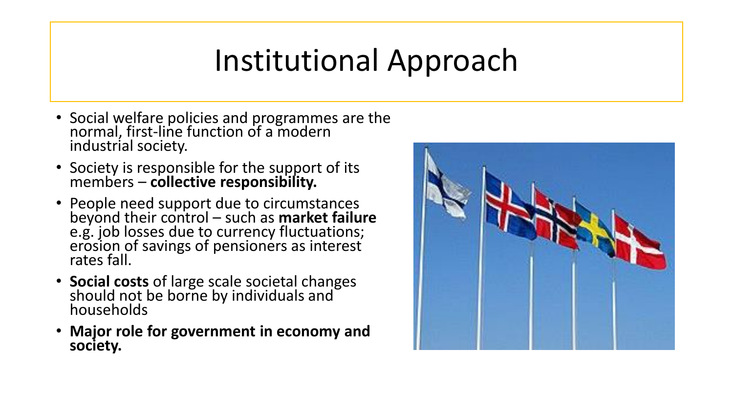# Institutional Approach

- Social welfare policies and programmes are the normal, first-line function of a modern industrial society.
- Society is responsible for the support of its members – **collective responsibility.**
- People need support due to circumstances beyond their control – such as **market failure** e.g. job losses due to currency fluctuations; erosion of savings of pensioners as interest rates fall.
- **Social costs** of large scale societal changes should not be borne by individuals and households
- **Major role for government in economy and society.**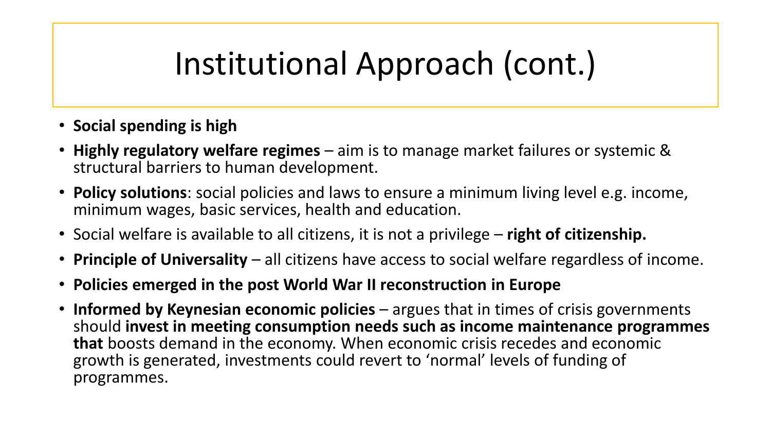# Institutional Approach (cont.)

- **Social spending is high**
- **Highly regulatory welfare regimes** – aim is to manage market failures or systemic & structural barriers to human development.
- **Policy solutions**: social policies and laws to ensure a minimum living level e.g. income, minimum wages, basic services, health and education.
- Social welfare is available to all citizens, it is not a privilege – **right of citizenship.**
- **Principle of Universality** – all citizens have access to social welfare regardless of income.
- **Policies emerged in the post World War II reconstruction in Europe**
- **Informed by Keynesian economic policies** – argues that in times of crisis governments should **invest in meeting consumption needs such as income maintenance programmes that** boosts demand in the economy. When economic crisis recedes and economic growth is generated, investments could revert to 'normal' levels of funding of programmes.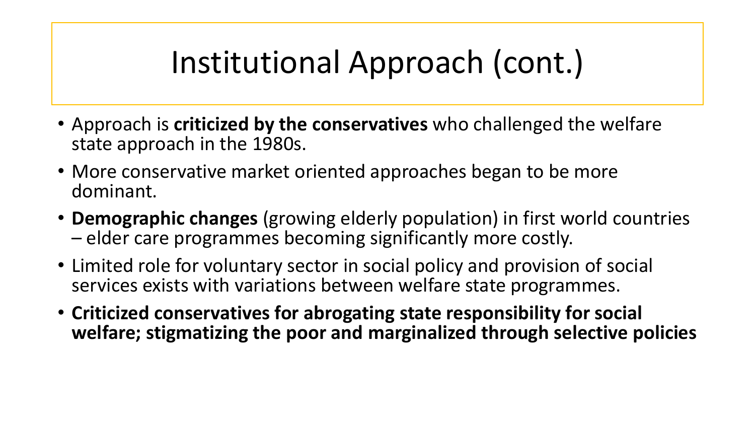# Institutional Approach (cont.)

- Approach is **criticized by the conservatives** who challenged the welfare state approach in the 1980s.
- More conservative market oriented approaches began to be more dominant.
- **Demographic changes** (growing elderly population) in first world countries – elder care programmes becoming significantly more costly.
- Limited role for voluntary sector in social policy and provision of social services exists with variations between welfare state programmes.
- **Criticized conservatives for abrogating state responsibility for social welfare; stigmatizing the poor and marginalized through selective policies**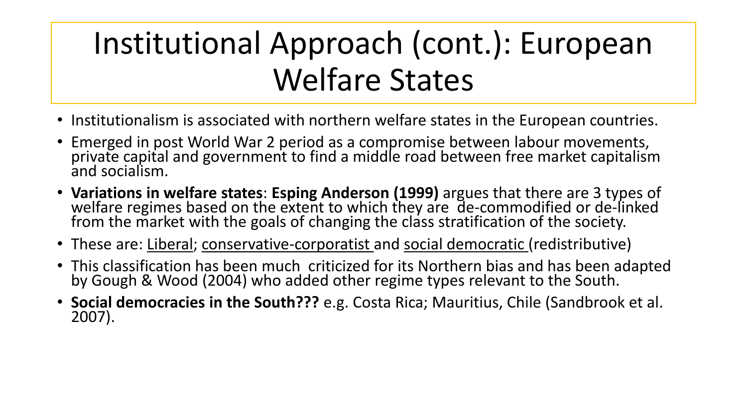# Institutional Approach (cont.): European Welfare States

- Institutionalism is associated with northern welfare states in the European countries.
- Emerged in post World War 2 period as a compromise between labour movements, private capital and government to find a middle road between free market capitalism and socialism.
- **Variations in welfare states**: **Esping Anderson (1999)** argues that there are 3 types of welfare regimes based on the extent to which they are de-commodified or de-linked from the market with the goals of changing the class stratification of the society.
- These are: Liberal; conservative-corporatist and social democratic (redistributive)
- This classification has been much criticized for its Northern bias and has been adapted by Gough & Wood (2004) who added other regime types relevant to the South.
- **Social democracies in the South???** e.g. Costa Rica; Mauritius, Chile (Sandbrook et al. 2007).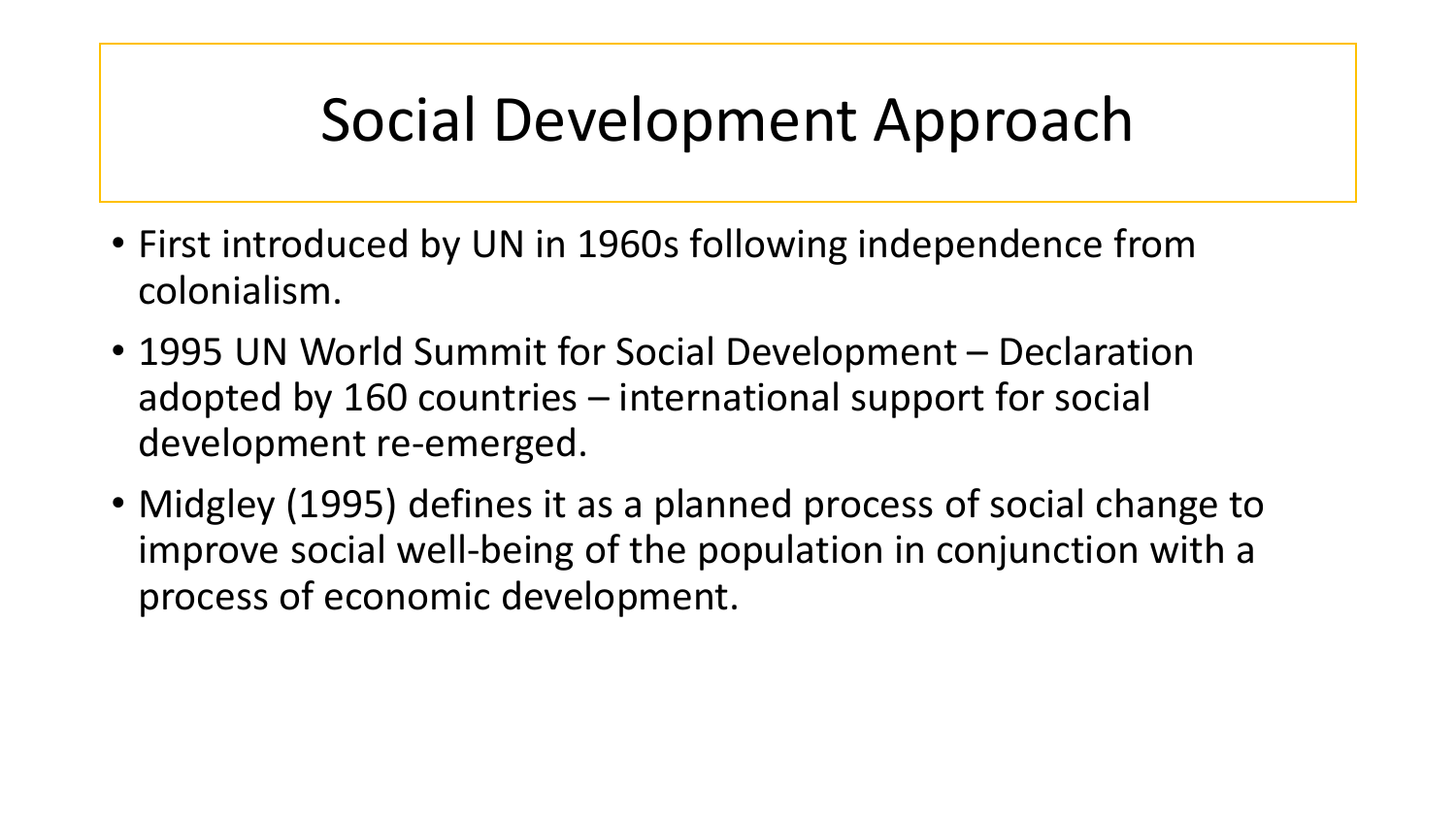# Social Development Approach

- First introduced by UN in 1960s following independence from colonialism.
- 1995 UN World Summit for Social Development – Declaration adopted by 160 countries – international support for social development re-emerged.
- Midgley (1995) defines it as a planned process of social change to improve social well-being of the population in conjunction with a process of economic development.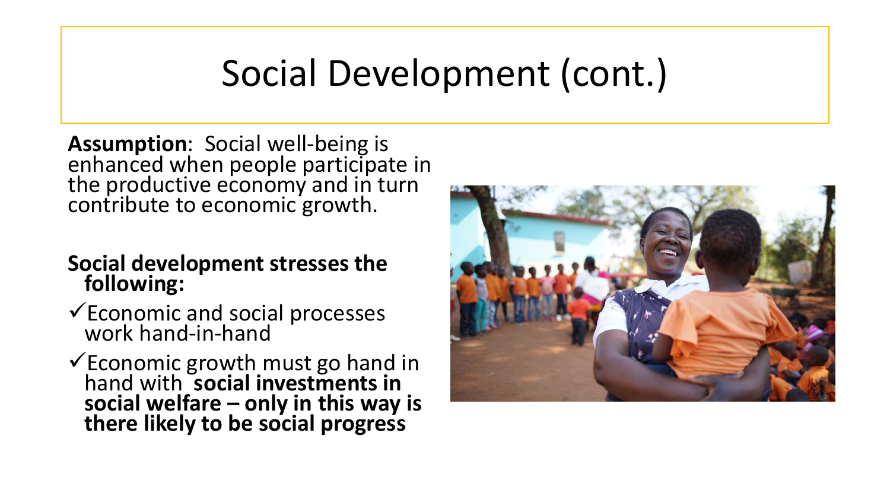# Social Development (cont.)

**Assumption**: Social well-being is enhanced when people participate in the productive economy and in turn contribute to economic growth.

**Social development stresses the following:**

- ✓ Economic and social processes work hand-in-hand
- ✓ Economic growth must go hand in hand with **social investments in social welfare – only in this way is there likely to be social progress**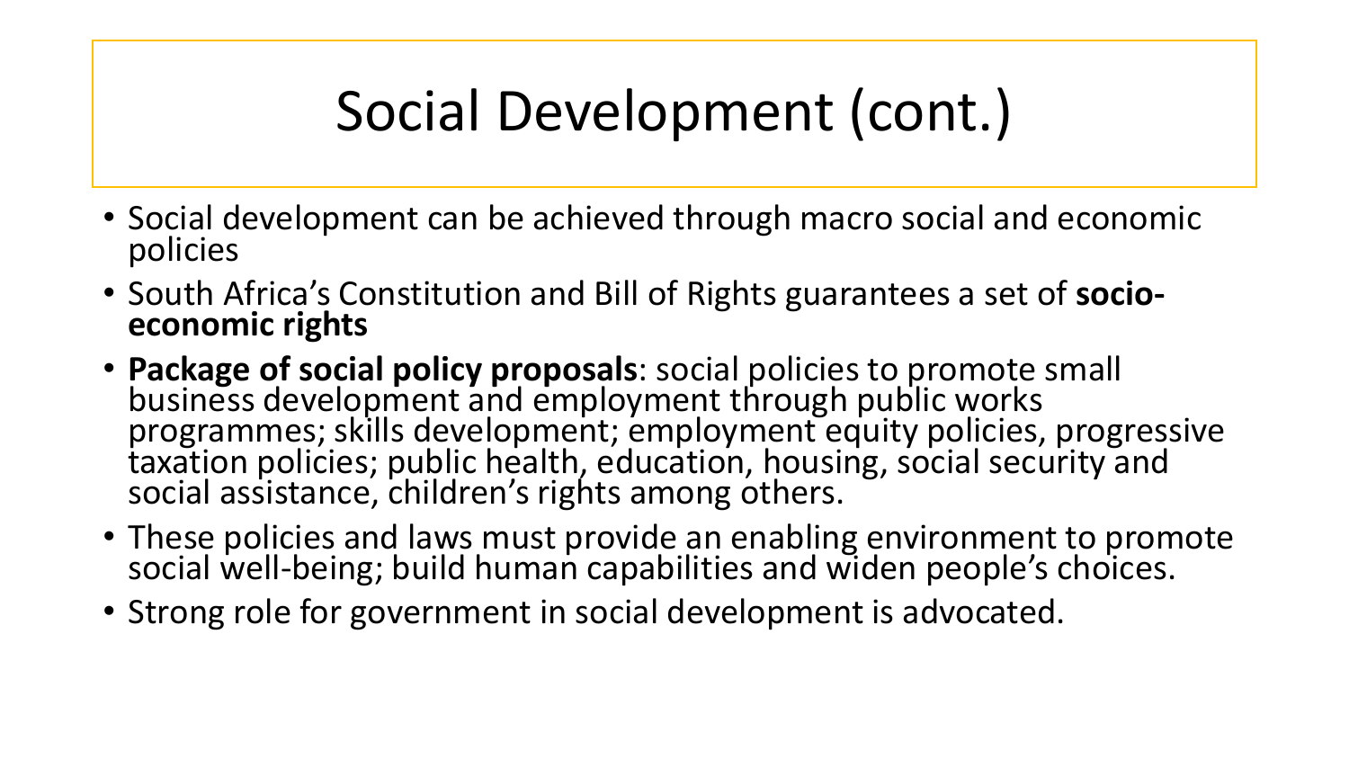# Social Development (cont.)

- Social development can be achieved through macro social and economic policies
- South Africa's Constitution and Bill of Rights guarantees a set of **socio-economic rights**
- **Package of social policy proposals**: social policies to promote small business development and employment through public works programmes; skills development; employment equity policies, progressive taxation policies; public health, education, housing, social security and social assistance, children's rights among others.
- These policies and laws must provide an enabling environment to promote social well-being; build human capabilities and widen people's choices.
- Strong role for government in social development is advocated.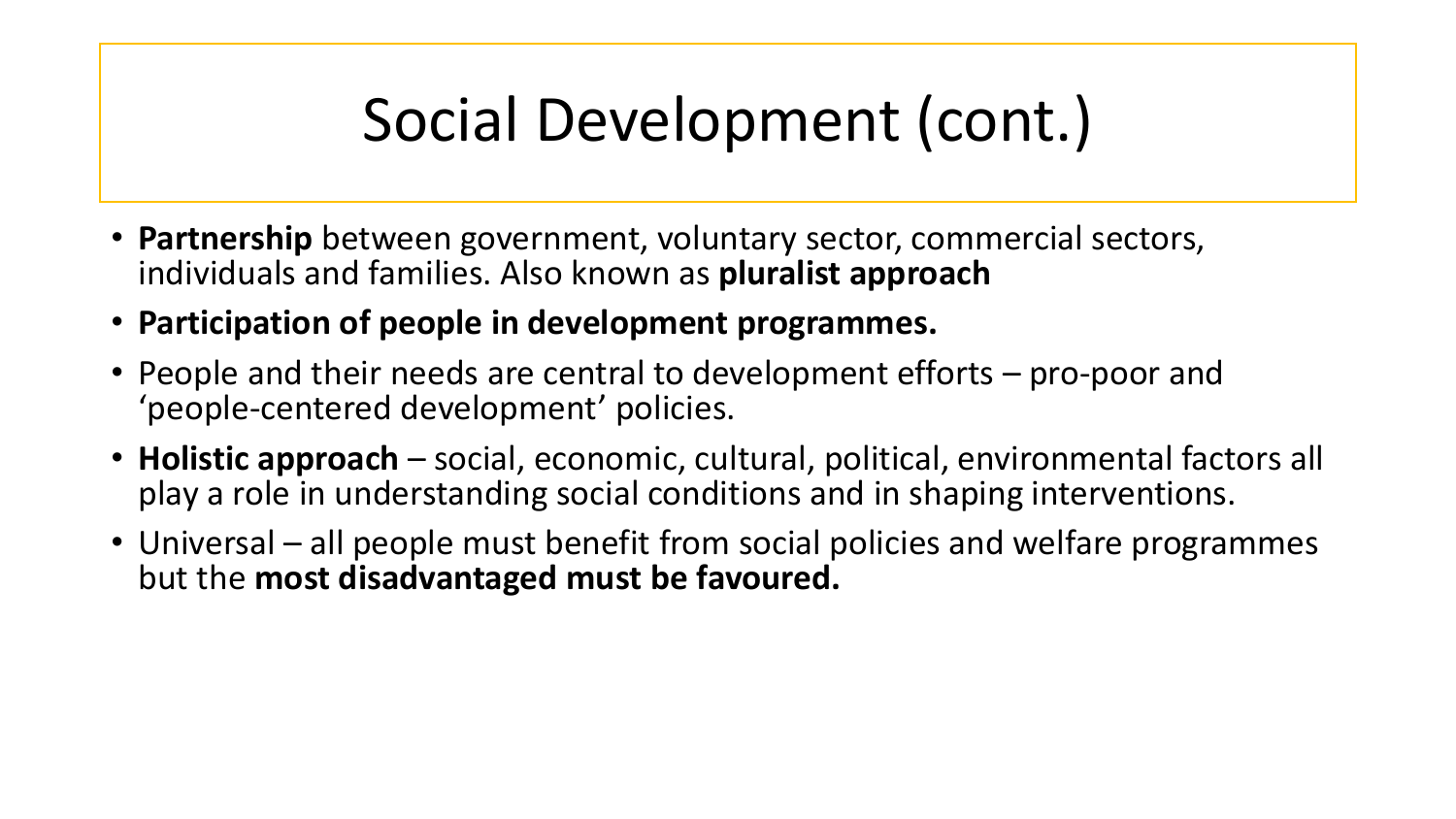# Social Development (cont.)

- **Partnership** between government, voluntary sector, commercial sectors, individuals and families. Also known as **pluralist approach**
- **Participation of people in development programmes.**
- People and their needs are central to development efforts – pro-poor and 'people-centered development' policies.
- **Holistic approach** – social, economic, cultural, political, environmental factors all play a role in understanding social conditions and in shaping interventions.
- Universal – all people must benefit from social policies and welfare programmes but the **most disadvantaged must be favoured.**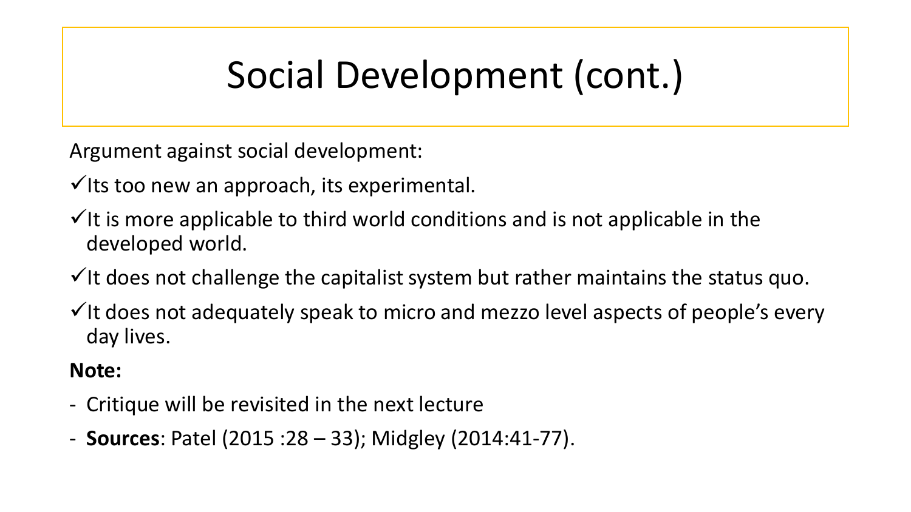# Social Development (cont.)

Argument against social development:

- ✓Its too new an approach, its experimental.
- ✓It is more applicable to third world conditions and is not applicable in the developed world.
- ✓It does not challenge the capitalist system but rather maintains the status quo.
- ✓It does not adequately speak to micro and mezzo level aspects of people's every day lives.

**Note:**

- Critique will be revisited in the next lecture
- **Sources**: Patel (2015 :28 – 33); Midgley (2014:41-77).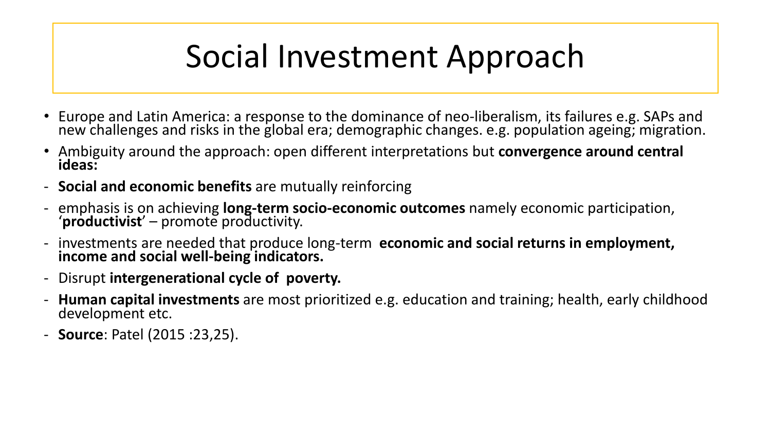# Social Investment Approach

- Europe and Latin America: a response to the dominance of neo-liberalism, its failures e.g. SAPs and new challenges and risks in the global era; demographic changes. e.g. population ageing; migration.
- Ambiguity around the approach: open different interpretations but **convergence around central ideas:**

- **Social and economic benefits** are mutually reinforcing
- emphasis is on achieving **long-term socio-economic outcomes** namely economic participation, '**productivist**' – promote productivity.
- investments are needed that produce long-term **economic and social returns in employment, income and social well-being indicators.**
- Disrupt **intergenerational cycle of poverty.**
- **Human capital investments** are most prioritized e.g. education and training; health, early childhood development etc.
- **Source**: Patel (2015 :23,25).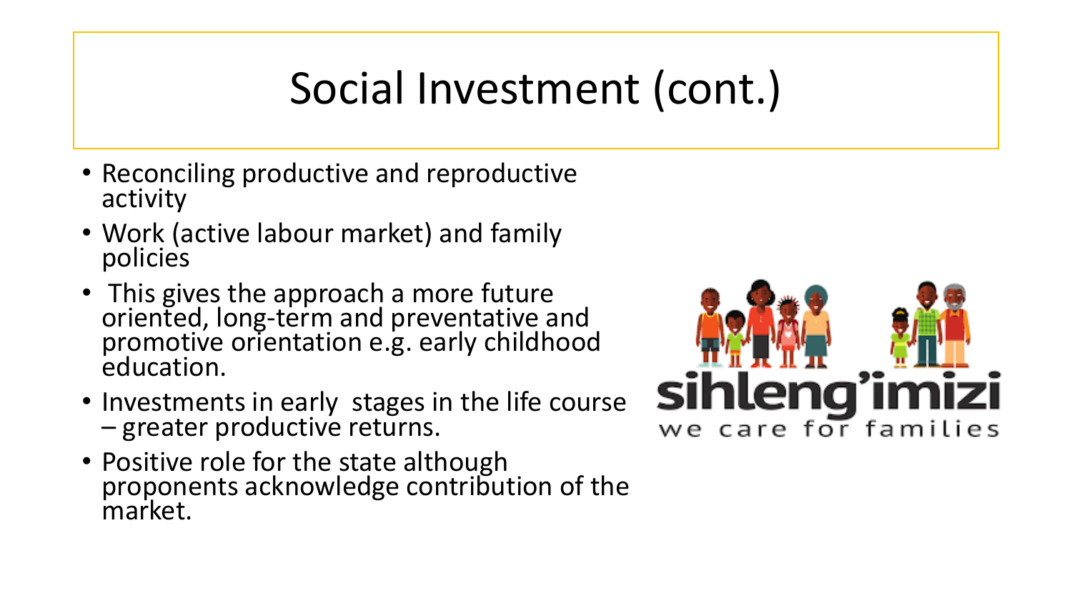# Social Investment (cont.)

- Reconciling productive and reproductive activity
- Work (active labour market) and family policies
- This gives the approach a more future oriented, long-term and preventative and promotive orientation e.g. early childhood education.
- Investments in early stages in the life course – greater productive returns.
- Positive role for the state although proponents acknowledge contribution of the market.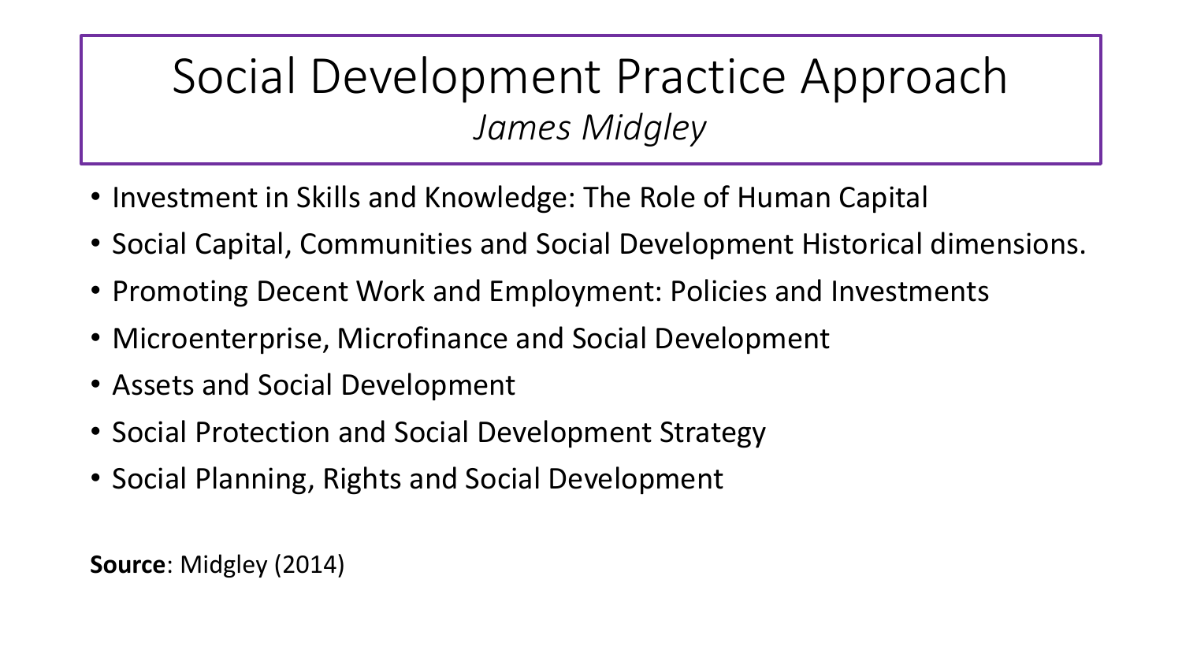# Social Development Practice Approach

*James Midgley*

- Investment in Skills and Knowledge: The Role of Human Capital
- Social Capital, Communities and Social Development Historical dimensions.
- Promoting Decent Work and Employment: Policies and Investments
- Microenterprise, Microfinance and Social Development
- Assets and Social Development
- Social Protection and Social Development Strategy
- Social Planning, Rights and Social Development

**Source**: Midgley (2014)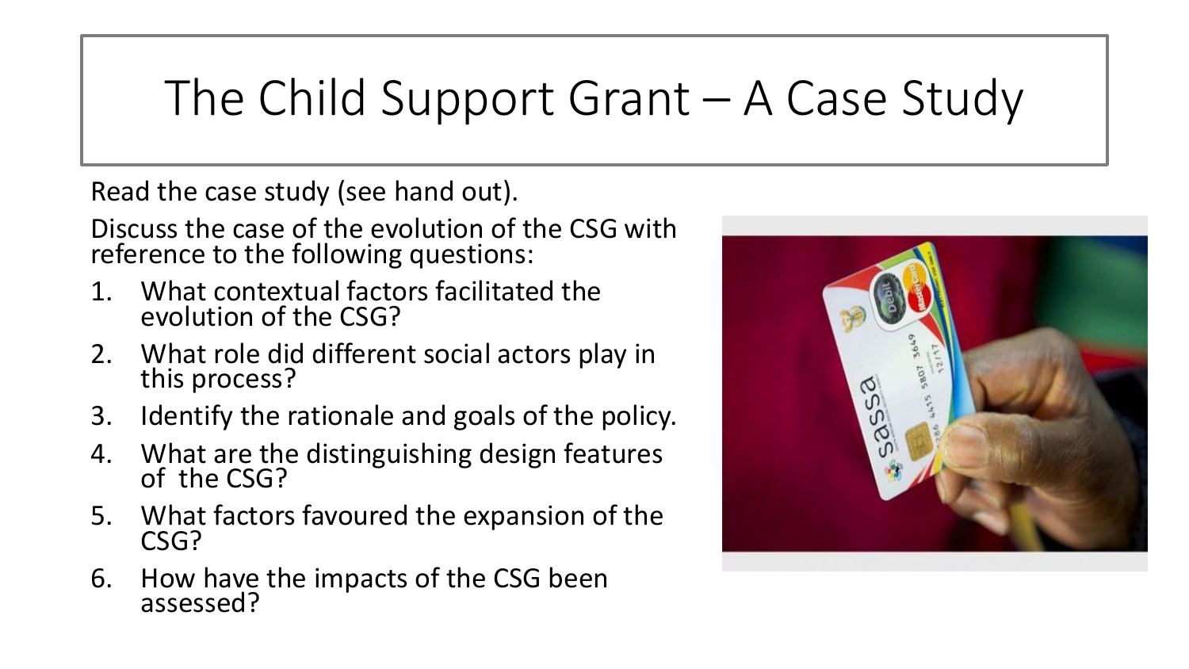# The Child Support Grant – A Case Study

Read the case study (see hand out).

Discuss the case of the evolution of the CSG with reference to the following questions:

1. What contextual factors facilitated the evolution of the CSG?
2. What role did different social actors play in this process?
3. Identify the rationale and goals of the policy.
4. What are the distinguishing design features of the CSG?
5. What factors favoured the expansion of the CSG?
6. How have the impacts of the CSG been assessed?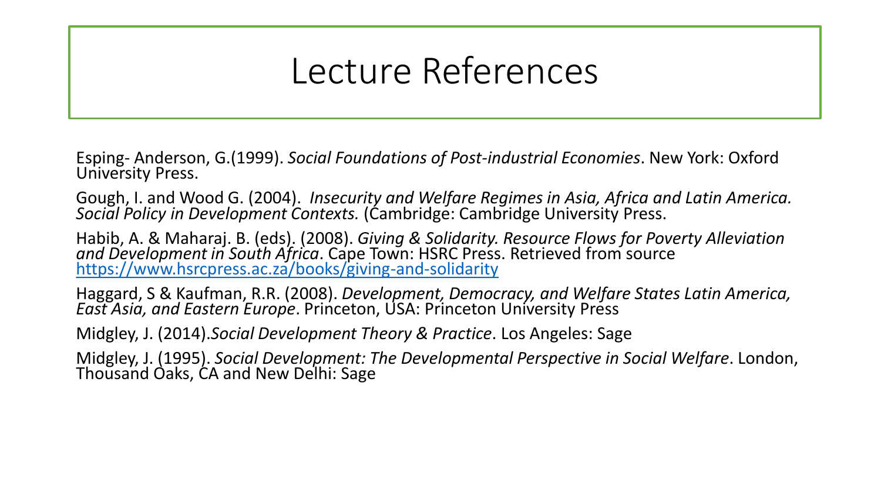# Lecture References

Esping- Anderson, G.(1999). *Social Foundations of Post-industrial Economies*. New York: Oxford University Press.

Gough, I. and Wood G. (2004). *Insecurity and Welfare Regimes in Asia, Africa and Latin America. Social Policy in Development Contexts.* (Cambridge: Cambridge University Press.

Habib, A. & Maharaj. B. (eds). (2008). *Giving & Solidarity. Resource Flows for Poverty Alleviation and Development in South Africa*. Cape Town: HSRC Press. Retrieved from source https://www.hsrcpress.ac.za/books/giving-and-solidarity

Haggard, S & Kaufman, R.R. (2008). *Development, Democracy, and Welfare States Latin America, East Asia, and Eastern Europe*. Princeton, USA: Princeton University Press

Midgley, J. (2014).*Social Development Theory & Practice*. Los Angeles: Sage

Midgley, J. (1995). *Social Development: The Developmental Perspective in Social Welfare*. London, Thousand Oaks, CA and New Delhi: Sage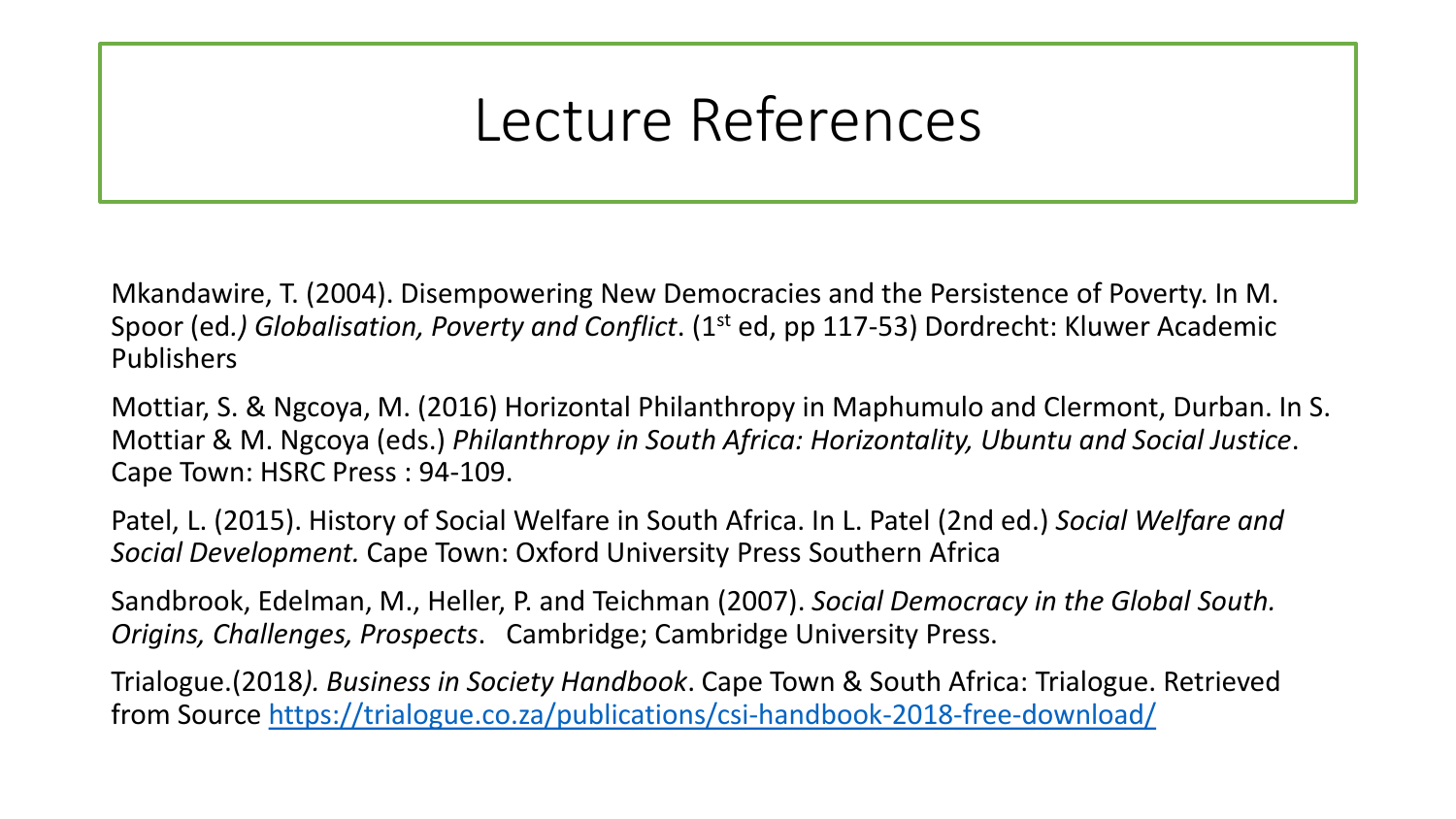# Lecture References

Mkandawire, T. (2004). Disempowering New Democracies and the Persistence of Poverty. In M. Spoor (ed.) *Globalisation, Poverty and Conflict*. (1st ed, pp 117-53) Dordrecht: Kluwer Academic Publishers

Mottiar, S. & Ngcoya, M. (2016) Horizontal Philanthropy in Maphumulo and Clermont, Durban. In S. Mottiar & M. Ngcoya (eds.) *Philanthropy in South Africa: Horizontality, Ubuntu and Social Justice*. Cape Town: HSRC Press : 94-109.

Patel, L. (2015). History of Social Welfare in South Africa. In L. Patel (2nd ed.) *Social Welfare and Social Development.* Cape Town: Oxford University Press Southern Africa

Sandbrook, Edelman, M., Heller, P. and Teichman (2007). *Social Democracy in the Global South. Origins, Challenges, Prospects*. Cambridge; Cambridge University Press.

Trialogue.(2018*). Business in Society Handbook*. Cape Town & South Africa: Trialogue. Retrieved from Source https://trialogue.co.za/publications/csi-handbook-2018-free-download/